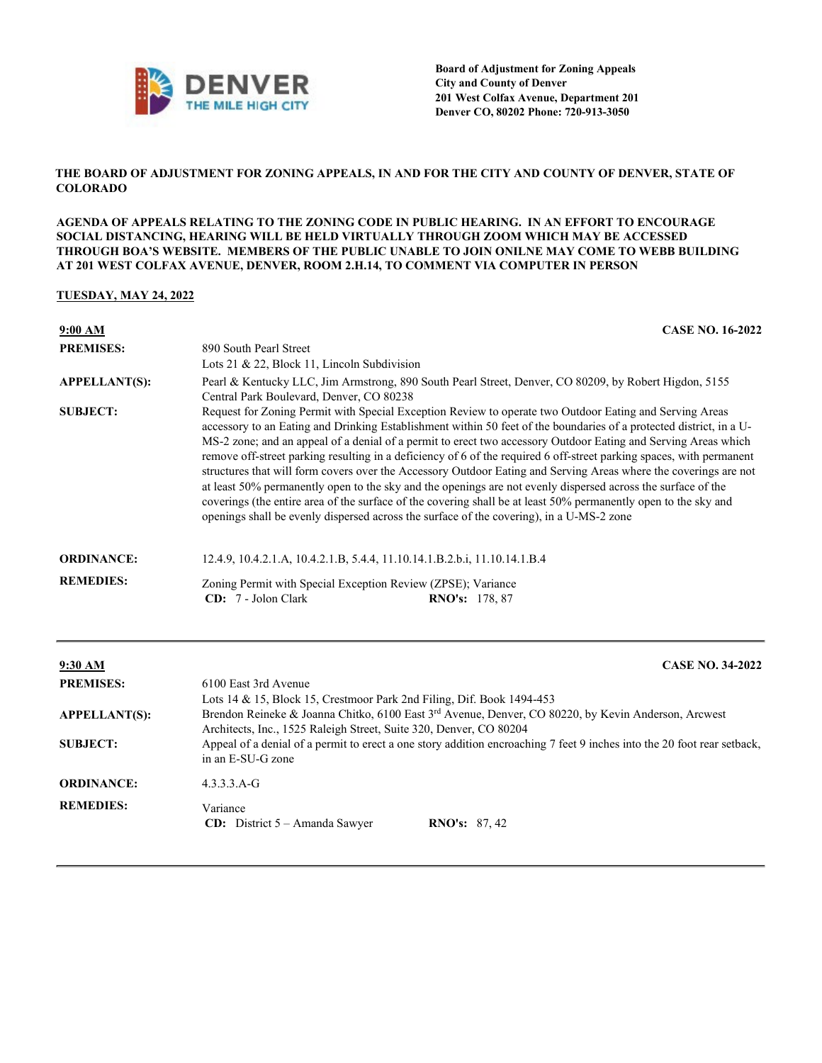DENVER THE MILE HIGH CITY

**Board of Adjustment for Zoning Appeals**
**City and County of Denver**
**201 West Colfax Avenue, Department 201**
**Denver CO, 80202 Phone: 720-913-3050**

**THE BOARD OF ADJUSTMENT FOR ZONING APPEALS, IN AND FOR THE CITY AND COUNTY OF DENVER, STATE OF COLORADO**

**AGENDA OF APPEALS RELATING TO THE ZONING CODE IN PUBLIC HEARING. IN AN EFFORT TO ENCOURAGE SOCIAL DISTANCING, HEARING WILL BE HELD VIRTUALLY THROUGH ZOOM WHICH MAY BE ACCESSED THROUGH BOA'S WEBSITE. MEMBERS OF THE PUBLIC UNABLE TO JOIN ONILNE MAY COME TO WEBB BUILDING AT 201 WEST COLFAX AVENUE, DENVER, ROOM 2.H.14, TO COMMENT VIA COMPUTER IN PERSON**

**TUESDAY, MAY 24, 2022**

---

**9:00 AM** — **CASE NO. 16-2022**

**PREMISES:** 890 South Pearl Street
Lots 21 & 22, Block 11, Lincoln Subdivision

**APPELLANT(S):** Pearl & Kentucky LLC, Jim Armstrong, 890 South Pearl Street, Denver, CO 80209, by Robert Higdon, 5155 Central Park Boulevard, Denver, CO 80238

**SUBJECT:** Request for Zoning Permit with Special Exception Review to operate two Outdoor Eating and Serving Areas accessory to an Eating and Drinking Establishment within 50 feet of the boundaries of a protected district, in a U-MS-2 zone; and an appeal of a denial of a permit to erect two accessory Outdoor Eating and Serving Areas which remove off-street parking resulting in a deficiency of 6 of the required 6 off-street parking spaces, with permanent structures that will form covers over the Accessory Outdoor Eating and Serving Areas where the coverings are not at least 50% permanently open to the sky and the openings are not evenly dispersed across the surface of the coverings (the entire area of the surface of the covering shall be at least 50% permanently open to the sky and openings shall be evenly dispersed across the surface of the covering), in a U-MS-2 zone

**ORDINANCE:** 12.4.9, 10.4.2.1.A, 10.4.2.1.B, 5.4.4, 11.10.14.1.B.2.b.i, 11.10.14.1.B.4

**REMEDIES:** Zoning Permit with Special Exception Review (ZPSE); Variance
**CD:** 7 - Jolon Clark **RNO's:** 178, 87

---

**9:30 AM** — **CASE NO. 34-2022**

**PREMISES:** 6100 East 3rd Avenue
Lots 14 & 15, Block 15, Crestmoor Park 2nd Filing, Dif. Book 1494-453

**APPELLANT(S):** Brendon Reineke & Joanna Chitko, 6100 East 3rd Avenue, Denver, CO 80220, by Kevin Anderson, Arcwest Architects, Inc., 1525 Raleigh Street, Suite 320, Denver, CO 80204

**SUBJECT:** Appeal of a denial of a permit to erect a one story addition encroaching 7 feet 9 inches into the 20 foot rear setback, in an E-SU-G zone

**ORDINANCE:** 4.3.3.3.A-G

**REMEDIES:** Variance
**CD:** District 5 – Amanda Sawyer **RNO's:** 87, 42

---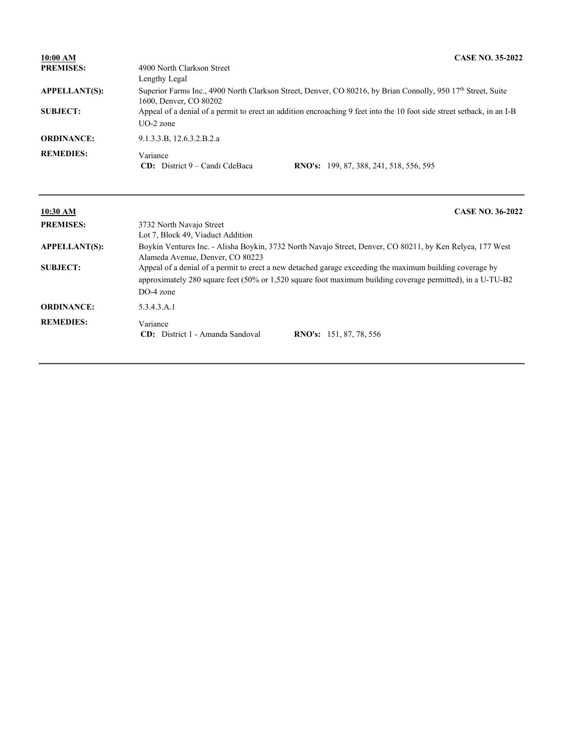**10:00 AM** **CASE NO. 35-2022**

**PREMISES:** 4900 North Clarkson Street
Lengthy Legal

**APPELLANT(S):** Superior Farms Inc., 4900 North Clarkson Street, Denver, CO 80216, by Brian Connolly, 950 17th Street, Suite 1600, Denver, CO 80202

**SUBJECT:** Appeal of a denial of a permit to erect an addition encroaching 9 feet into the 10 foot side street setback, in an I-B UO-2 zone

**ORDINANCE:** 9.1.3.3.B, 12.6.3.2.B.2.a

**REMEDIES:** Variance
**CD:** District 9 – Candi CdeBaca **RNO's:** 199, 87, 388, 241, 518, 556, 595

---

**10:30 AM** **CASE NO. 36-2022**

**PREMISES:** 3732 North Navajo Street
Lot 7, Block 49, Viaduct Addition

**APPELLANT(S):** Boykin Ventures Inc. - Alisha Boykin, 3732 North Navajo Street, Denver, CO 80211, by Ken Relyea, 177 West Alameda Avenue, Denver, CO 80223

**SUBJECT:** Appeal of a denial of a permit to erect a new detached garage exceeding the maximum building coverage by approximately 280 square feet (50% or 1,520 square foot maximum building coverage permitted), in a U-TU-B2 DO-4 zone

**ORDINANCE:** 5.3.4.3.A.1

**REMEDIES:** Variance
**CD:** District 1 - Amanda Sandoval **RNO's:** 151, 87, 78, 556

---